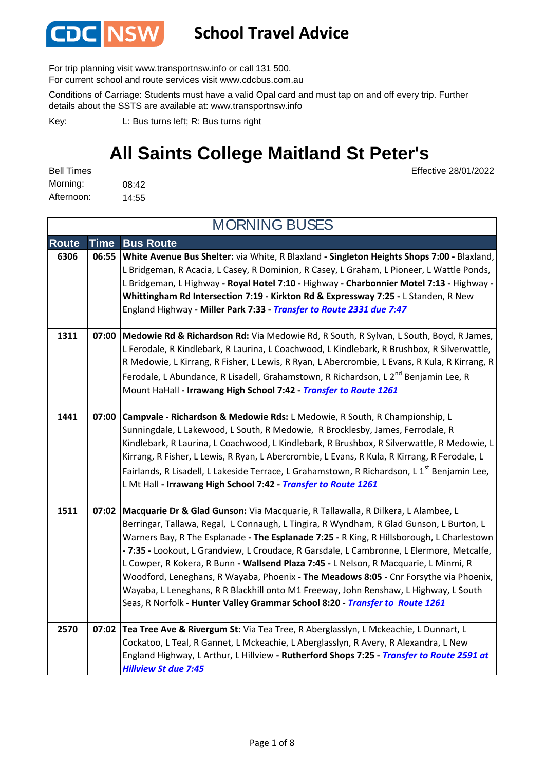CDC NSW

# School Travel Advice

For trip planning visit www.transportnsw.info or call 131 500.
For current school and route services visit www.cdcbus.com.au

Conditions of Carriage: Students must have a valid Opal card and must tap on and off every trip. Further details about the SSTS are available at: www.transportnsw.info

Key: L: Bus turns left; R: Bus turns right

## All Saints College Maitland St Peter's

Effective 28/01/2022

Bell Times
Morning: 08:42
Afternoon: 14:55

### MORNING BUSES

| Route | Time | Bus Route |
|---|---|---|
| 6306 | 06:55 | **White Avenue Bus Shelter:** via White, R Blaxland - **Singleton Heights Shops 7:00 -** Blaxland, L Bridgeman, R Acacia, L Casey, R Dominion, R Casey, L Graham, L Pioneer, L Wattle Ponds, L Bridgeman, L Highway - **Royal Hotel 7:10 -** Highway - **Charbonnier Motel 7:13 -** Highway - **Whittingham Rd Intersection 7:19 - Kirkton Rd & Expressway 7:25 -** L Standen, R New England Highway **- Miller Park 7:33 -** ***Transfer to Route 2331 due 7:47*** |
| 1311 | 07:00 | **Medowie Rd & Richardson Rd:** Via Medowie Rd, R South, R Sylvan, L South, Boyd, R James, L Ferodale, R Kindlebark, R Laurina, L Coachwood, L Kindlebark, R Brushbox, R Silverwattle, R Medowie, L Kirrang, R Fisher, L Lewis, R Ryan, L Abercrombie, L Evans, R Kula, R Kirrang, R Ferodale, L Abundance, R Lisadell, Grahamstown, R Richardson, L 2nd Benjamin Lee, R Mount HaHall **- Irrawang High School 7:42 -** ***Transfer to Route 1261*** |
| 1441 | 07:00 | **Campvale - Richardson & Medowie Rds:** L Medowie, R South, R Championship, L Sunningdale, L Lakewood, L South, R Medowie, R Brocklesby, James, Ferrodale, R Kindlebark, R Laurina, L Coachwood, L Kindlebark, R Brushbox, R Silverwattle, R Medowie, L Kirrang, R Fisher, L Lewis, R Ryan, L Abercrombie, L Evans, R Kula, R Kirrang, R Ferodale, L Fairlands, R Lisadell, L Lakeside Terrace, L Grahamstown, R Richardson, L 1st Benjamin Lee, L Mt Hall **- Irrawang High School 7:42 -** ***Transfer to Route 1261*** |
| 1511 | 07:02 | **Macquarie Dr & Glad Gunson:** Via Macquarie, R Tallawalla, R Dilkera, L Alambee, L Berringar, Tallawa, Regal, L Connaugh, L Tingira, R Wyndham, R Glad Gunson, L Burton, L Warners Bay, R The Esplanade **- The Esplanade 7:25 -** R King, R Hillsborough, L Charlestown **- 7:35 -** Lookout, L Grandview, L Croudace, R Garsdale, L Cambronne, L Elermore, Metcalfe, L Cowper, R Kokera, R Bunn **- Wallsend Plaza 7:45 -** L Nelson, R Macquarie, L Minmi, R Woodford, Leneghans, R Wayaba, Phoenix **- The Meadows 8:05 -** Cnr Forsythe via Phoenix, Wayaba, L Leneghans, R R Blackhill onto M1 Freeway, John Renshaw, L Highway, L South Seas, R Norfolk **- Hunter Valley Grammar School 8:20 -** ***Transfer to Route 1261*** |
| 2570 | 07:02 | **Tea Tree Ave & Rivergum St:** Via Tea Tree, R Aberglasslyn, L Mckeachie, L Dunnart, L Cockatoo, L Teal, R Gannet, L Mckeachie, L Aberglasslyn, R Avery, R Alexandra, L New England Highway, L Arthur, L Hillview **- Rutherford Shops 7:25 -** ***Transfer to Route 2591 at Hillview St due 7:45*** |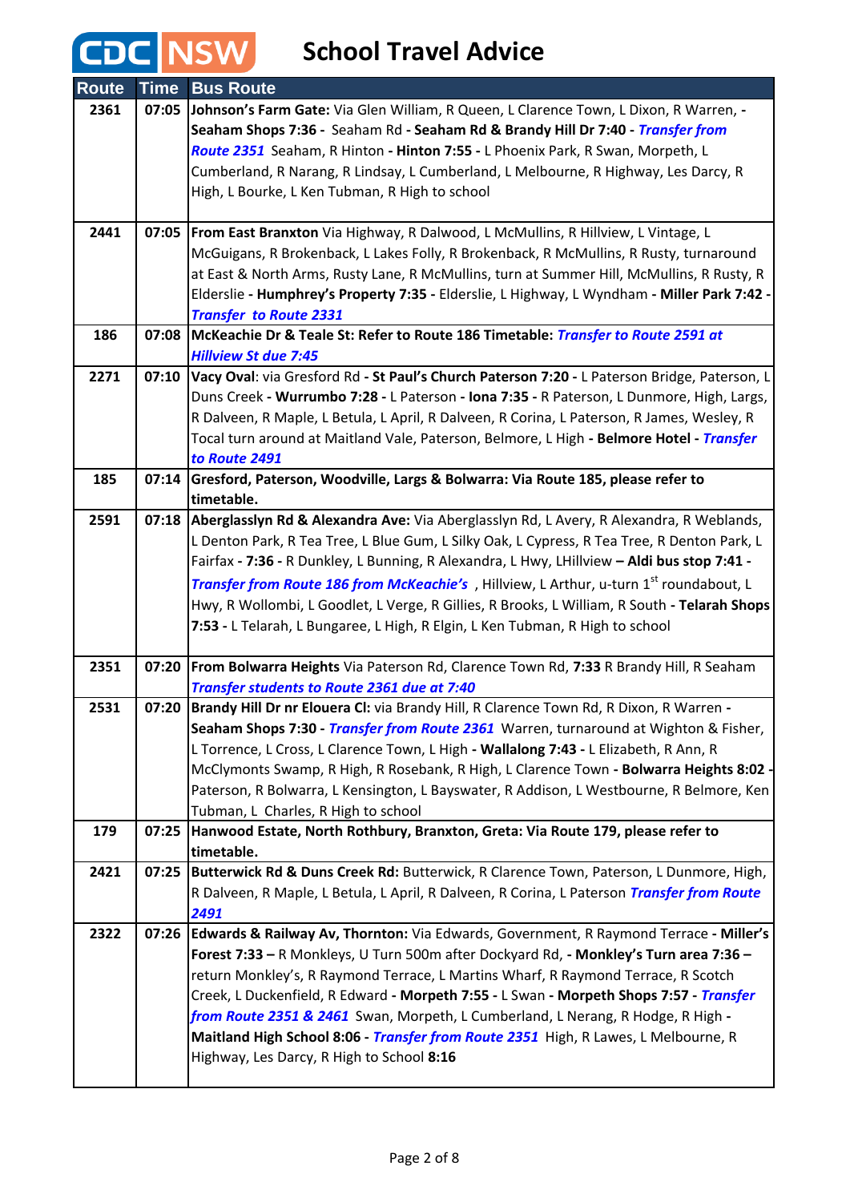# School Travel Advice

| Route | Time | Bus Route |
|---|---|---|
| 2361 | 07:05 | **Johnson's Farm Gate:** Via Glen William, R Queen, L Clarence Town, L Dixon, R Warren, - **Seaham Shops 7:36 -** Seaham Rd **- Seaham Rd & Brandy Hill Dr 7:40 -** ***Transfer from Route 2351*** Seaham, R Hinton **- Hinton 7:55 -** L Phoenix Park, R Swan, Morpeth, L Cumberland, R Narang, R Lindsay, L Cumberland, L Melbourne, R Highway, Les Darcy, R High, L Bourke, L Ken Tubman, R High to school |
| 2441 | 07:05 | **From East Branxton** Via Highway, R Dalwood, L McMullins, R Hillview, L Vintage, L McGuigans, R Brokenback, L Lakes Folly, R Brokenback, R McMullins, R Rusty, turnaround at East & North Arms, Rusty Lane, R McMullins, turn at Summer Hill, McMullins, R Rusty, R Elderslie **- Humphrey's Property 7:35 -** Elderslie, L Highway, L Wyndham **- Miller Park 7:42 -** ***Transfer to Route 2331*** |
| 186 | 07:08 | **McKeachie Dr & Teale St: Refer to Route 186 Timetable:** ***Transfer to Route 2591 at Hillview St due 7:45*** |
| 2271 | 07:10 | **Vacy Oval**: via Gresford Rd **- St Paul's Church Paterson 7:20 -** L Paterson Bridge, Paterson, L Duns Creek **- Wurrumbo 7:28 -** L Paterson **- Iona 7:35 -** R Paterson, L Dunmore, High, Largs, R Dalveen, R Maple, L Betula, L April, R Dalveen, R Corina, L Paterson, R James, Wesley, R Tocal turn around at Maitland Vale, Paterson, Belmore, L High **- Belmore Hotel -** ***Transfer to Route 2491*** |
| 185 | 07:14 | **Gresford, Paterson, Woodville, Largs & Bolwarra: Via Route 185, please refer to timetable.** |
| 2591 | 07:18 | **Aberglasslyn Rd & Alexandra Ave:** Via Aberglasslyn Rd, L Avery, R Alexandra, R Weblands, L Denton Park, R Tea Tree, L Blue Gum, L Silky Oak, L Cypress, R Tea Tree, R Denton Park, L Fairfax **- 7:36 -** R Dunkley, L Bunning, R Alexandra, L Hwy, LHillview **– Aldi bus stop 7:41 -** ***Transfer from Route 186 from McKeachie's*** , Hillview, L Arthur, u-turn 1st roundabout, L Hwy, R Wollombi, L Goodlet, L Verge, R Gillies, R Brooks, L William, R South **- Telarah Shops 7:53 -** L Telarah, L Bungaree, L High, R Elgin, L Ken Tubman, R High to school |
| 2351 | 07:20 | **From Bolwarra Heights** Via Paterson Rd, Clarence Town Rd, **7:33** R Brandy Hill, R Seaham ***Transfer students to Route 2361 due at 7:40*** |
| 2531 | 07:20 | **Brandy Hill Dr nr Elouera Cl:** via Brandy Hill, R Clarence Town Rd, R Dixon, R Warren **- Seaham Shops 7:30 -** ***Transfer from Route 2361*** Warren, turnaround at Wighton & Fisher, L Torrence, L Cross, L Clarence Town, L High **- Wallalong 7:43 -** L Elizabeth, R Ann, R McClymonts Swamp, R High, R Rosebank, R High, L Clarence Town **- Bolwarra Heights 8:02 -** Paterson, R Bolwarra, L Kensington, L Bayswater, R Addison, L Westbourne, R Belmore, Ken Tubman, L Charles, R High to school |
| 179 | 07:25 | **Hanwood Estate, North Rothbury, Branxton, Greta: Via Route 179, please refer to timetable.** |
| 2421 | 07:25 | **Butterwick Rd & Duns Creek Rd:** Butterwick, R Clarence Town, Paterson, L Dunmore, High, R Dalveen, R Maple, L Betula, L April, R Dalveen, R Corina, L Paterson ***Transfer from Route 2491*** |
| 2322 | 07:26 | **Edwards & Railway Av, Thornton:** Via Edwards, Government, R Raymond Terrace **- Miller's Forest 7:33 –** R Monkleys, U Turn 500m after Dockyard Rd, **- Monkley's Turn area 7:36 –** return Monkley's, R Raymond Terrace, L Martins Wharf, R Raymond Terrace, R Scotch Creek, L Duckenfield, R Edward **- Morpeth 7:55 -** L Swan **- Morpeth Shops 7:57 -** ***Transfer from Route 2351 & 2461*** Swan, Morpeth, L Cumberland, L Nerang, R Hodge, R High **- Maitland High School 8:06 -** ***Transfer from Route 2351*** High, R Lawes, L Melbourne, R Highway, Les Darcy, R High to School **8:16** |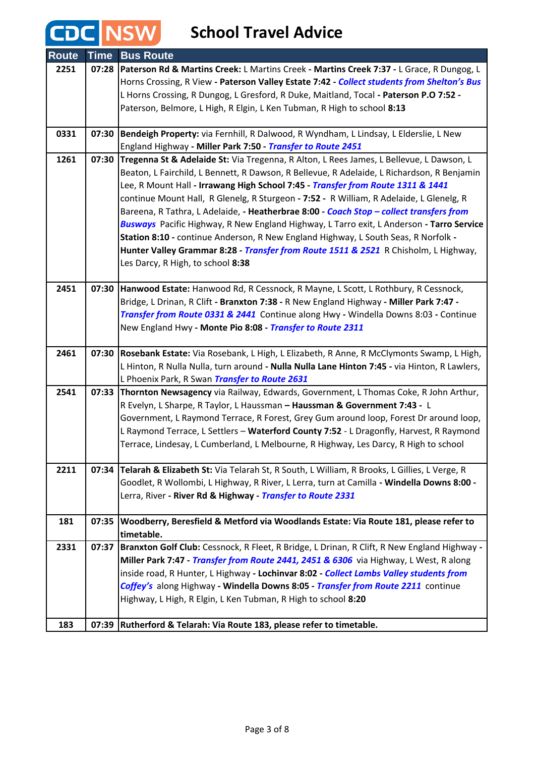# CDC NSW School Travel Advice

| Route | Time | Bus Route |
|---|---|---|
| 2251 | 07:28 | **Paterson Rd & Martins Creek:** L Martins Creek - **Martins Creek 7:37** - L Grace, R Dungog, L Horns Crossing, R View - **Paterson Valley Estate 7:42** - ***Collect students from Shelton's Bus*** L Horns Crossing, R Dungog, L Gresford, R Duke, Maitland, Tocal - **Paterson P.O 7:52** - Paterson, Belmore, L High, R Elgin, L Ken Tubman, R High to school **8:13** |
| 0331 | 07:30 | **Bendeigh Property:** via Fernhill, R Dalwood, R Wyndham, L Lindsay, L Elderslie, L New England Highway - **Miller Park 7:50** - ***Transfer to Route 2451*** |
| 1261 | 07:30 | **Tregenna St & Adelaide St:** Via Tregenna, R Alton, L Rees James, L Bellevue, L Dawson, L Beaton, L Fairchild, L Bennett, R Dawson, R Bellevue, R Adelaide, L Richardson, R Benjamin Lee, R Mount Hall - **Irrawang High School 7:45** - ***Transfer from Route 1311 & 1441*** continue Mount Hall, R Glenelg, R Sturgeon - **7:52** - R William, R Adelaide, L Glenelg, R Bareena, R Tathra, L Adelaide, - **Heatherbrae 8:00** - ***Coach Stop – collect transfers from Busways*** Pacific Highway, R New England Highway, L Tarro exit, L Anderson - **Tarro Service Station 8:10** - continue Anderson, R New England Highway, L South Seas, R Norfolk - **Hunter Valley Grammar 8:28** - ***Transfer from Route 1511 & 2521*** R Chisholm, L Highway, Les Darcy, R High, to school **8:38** |
| 2451 | 07:30 | **Hanwood Estate:** Hanwood Rd, R Cessnock, R Mayne, L Scott, L Rothbury, R Cessnock, Bridge, L Drinan, R Clift - **Branxton 7:38** - R New England Highway - **Miller Park 7:47** - ***Transfer from Route 0331 & 2441*** Continue along Hwy - Windella Downs 8:03 - Continue New England Hwy - **Monte Pio 8:08** - ***Transfer to Route 2311*** |
| 2461 | 07:30 | **Rosebank Estate:** Via Rosebank, L High, L Elizabeth, R Anne, R McClymonts Swamp, L High, L Hinton, R Nulla Nulla, turn around - **Nulla Nulla Lane Hinton 7:45** - via Hinton, R Lawlers, L Phoenix Park, R Swan ***Transfer to Route 2631*** |
| 2541 | 07:33 | **Thornton Newsagency** via Railway, Edwards, Government, L Thomas Coke, R John Arthur, R Evelyn, L Sharpe, R Taylor, L Haussman **– Haussman & Government 7:43** - L Government, L Raymond Terrace, R Forest, Grey Gum around loop, Forest Dr around loop, L Raymond Terrace, L Settlers – **Waterford County 7:52** - L Dragonfly, Harvest, R Raymond Terrace, Lindesay, L Cumberland, L Melbourne, R Highway, Les Darcy, R High to school |
| 2211 | 07:34 | **Telarah & Elizabeth St:** Via Telarah St, R South, L William, R Brooks, L Gillies, L Verge, R Goodlet, R Wollombi, L Highway, R River, L Lerra, turn at Camilla - **Windella Downs 8:00** - Lerra, River - **River Rd & Highway** - ***Transfer to Route 2331*** |
| 181 | 07:35 | **Woodberry, Beresfield & Metford via Woodlands Estate: Via Route 181, please refer to timetable.** |
| 2331 | 07:37 | **Branxton Golf Club:** Cessnock, R Fleet, R Bridge, L Drinan, R Clift, R New England Highway - **Miller Park 7:47** - ***Transfer from Route 2441, 2451 & 6306*** via Highway, L West, R along inside road, R Hunter, L Highway - **Lochinvar 8:02** - ***Collect Lambs Valley students from Coffey's*** along Highway - **Windella Downs 8:05** - ***Transfer from Route 2211*** continue Highway, L High, R Elgin, L Ken Tubman, R High to school **8:20** |
| 183 | 07:39 | **Rutherford & Telarah: Via Route 183, please refer to timetable.** |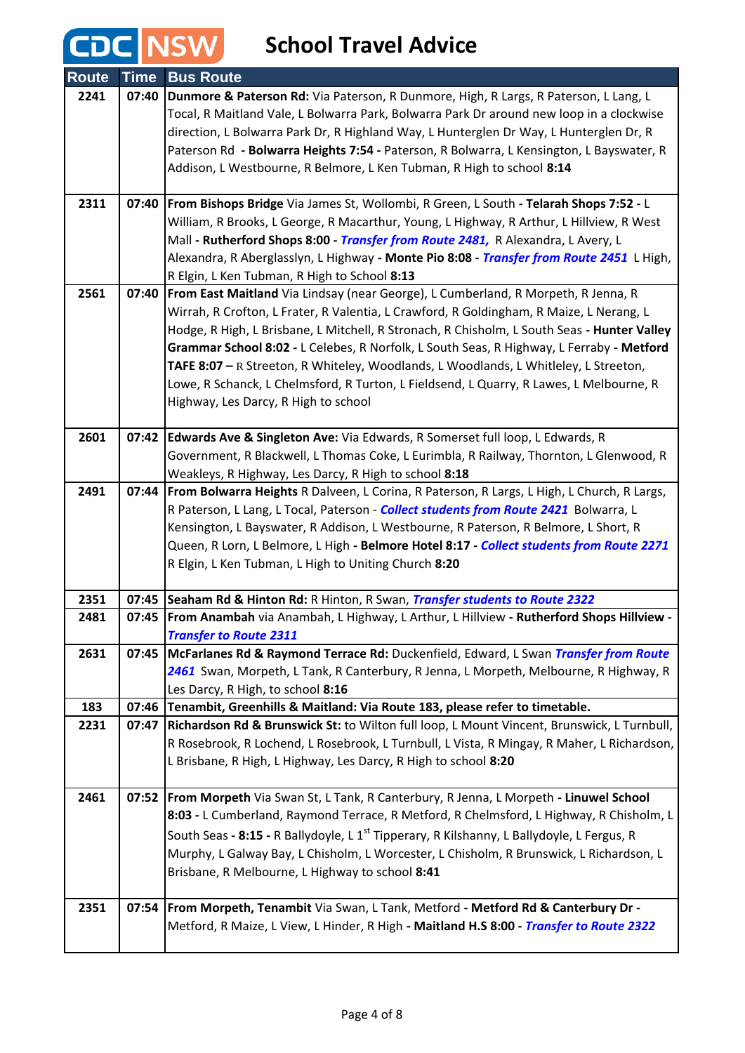# CDC NSW School Travel Advice

| Route | Time | Bus Route |
|---|---|---|
| 2241 | 07:40 | **Dunmore & Paterson Rd:** Via Paterson, R Dunmore, High, R Largs, R Paterson, L Lang, L Tocal, R Maitland Vale, L Bolwarra Park, Bolwarra Park Dr around new loop in a clockwise direction, L Bolwarra Park Dr, R Highland Way, L Hunterglen Dr Way, L Hunterglen Dr, R Paterson Rd **- Bolwarra Heights 7:54 -** Paterson, R Bolwarra, L Kensington, L Bayswater, R Addison, L Westbourne, R Belmore, L Ken Tubman, R High to school **8:14** |
| 2311 | 07:40 | **From Bishops Bridge** Via James St, Wollombi, R Green, L South **- Telarah Shops 7:52 -** L William, R Brooks, L George, R Macarthur, Young, L Highway, R Arthur, L Hillview, R West Mall **- Rutherford Shops 8:00 -** ***Transfer from Route 2481,*** R Alexandra, L Avery, L Alexandra, R Aberglasslyn, L Highway **- Monte Pio 8:08 -** ***Transfer from Route 2451*** L High, R Elgin, L Ken Tubman, R High to School **8:13** |
| 2561 | 07:40 | **From East Maitland** Via Lindsay (near George), L Cumberland, R Morpeth, R Jenna, R Wirrah, R Crofton, L Frater, R Valentia, L Crawford, R Goldingham, R Maize, L Nerang, L Hodge, R High, L Brisbane, L Mitchell, R Stronach, R Chisholm, L South Seas **- Hunter Valley Grammar School 8:02 -** L Celebes, R Norfolk, L South Seas, R Highway, L Ferraby **- Metford TAFE 8:07 –** R Streeton, R Whiteley, Woodlands, L Woodlands, L Whitleley, L Streeton, Lowe, R Schanck, L Chelmsford, R Turton, L Fieldsend, L Quarry, R Lawes, L Melbourne, R Highway, Les Darcy, R High to school |
| 2601 | 07:42 | **Edwards Ave & Singleton Ave:** Via Edwards, R Somerset full loop, L Edwards, R Government, R Blackwell, L Thomas Coke, L Eurimbla, R Railway, Thornton, L Glenwood, R Weakleys, R Highway, Les Darcy, R High to school **8:18** |
| 2491 | 07:44 | **From Bolwarra Heights** R Dalveen, L Corina, R Paterson, R Largs, L High, L Church, R Largs, R Paterson, L Lang, L Tocal, Paterson - ***Collect students from Route 2421*** Bolwarra, L Kensington, L Bayswater, R Addison, L Westbourne, R Paterson, R Belmore, L Short, R Queen, R Lorn, L Belmore, L High **- Belmore Hotel 8:17 -** ***Collect students from Route 2271*** R Elgin, L Ken Tubman, L High to Uniting Church **8:20** |
| 2351 | 07:45 | **Seaham Rd & Hinton Rd:** R Hinton, R Swan, ***Transfer students to Route 2322*** |
| 2481 | 07:45 | **From Anambah** via Anambah, L Highway, L Arthur, L Hillview **- Rutherford Shops Hillview -** ***Transfer to Route 2311*** |
| 2631 | 07:45 | **McFarlanes Rd & Raymond Terrace Rd:** Duckenfield, Edward, L Swan ***Transfer from Route 2461*** Swan, Morpeth, L Tank, R Canterbury, R Jenna, L Morpeth, Melbourne, R Highway, R Les Darcy, R High, to school **8:16** |
| 183 | 07:46 | **Tenambit, Greenhills & Maitland: Via Route 183, please refer to timetable.** |
| 2231 | 07:47 | **Richardson Rd & Brunswick St:** to Wilton full loop, L Mount Vincent, Brunswick, L Turnbull, R Rosebrook, R Lochend, L Rosebrook, L Turnbull, L Vista, R Mingay, R Maher, L Richardson, L Brisbane, R High, L Highway, Les Darcy, R High to school **8:20** |
| 2461 | 07:52 | **From Morpeth** Via Swan St, L Tank, R Canterbury, R Jenna, L Morpeth **- Linuwel School 8:03 -** L Cumberland, Raymond Terrace, R Metford, R Chelmsford, L Highway, R Chisholm, L South Seas **- 8:15 -** R Ballydoyle, L 1st Tipperary, R Kilshanny, L Ballydoyle, L Fergus, R Murphy, L Galway Bay, L Chisholm, L Worcester, L Chisholm, R Brunswick, L Richardson, L Brisbane, R Melbourne, L Highway to school **8:41** |
| 2351 | 07:54 | **From Morpeth, Tenambit** Via Swan, L Tank, Metford **- Metford Rd & Canterbury Dr -** Metford, R Maize, L View, L Hinder, R High **- Maitland H.S 8:00 -** ***Transfer to Route 2322*** |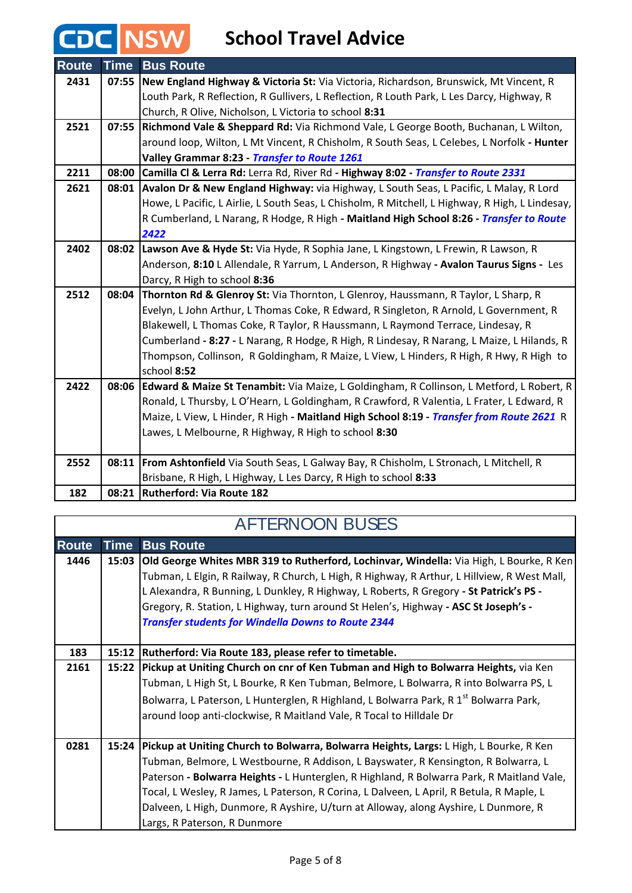# CDC NSW School Travel Advice

| Route | Time | Bus Route |
|---|---|---|
| 2431 | 07:55 | **New England Highway & Victoria St:** Via Victoria, Richardson, Brunswick, Mt Vincent, R Louth Park, R Reflection, R Gullivers, L Reflection, R Louth Park, L Les Darcy, Highway, R Church, R Olive, Nicholson, L Victoria to school **8:31** |
| 2521 | 07:55 | **Richmond Vale & Sheppard Rd:** Via Richmond Vale, L George Booth, Buchanan, L Wilton, around loop, Wilton, L Mt Vincent, R Chisholm, R South Seas, L Celebes, L Norfolk **- Hunter Valley Grammar 8:23 -** ***Transfer to Route 1261*** |
| 2211 | 08:00 | **Camilla Cl & Lerra Rd:** Lerra Rd, River Rd **- Highway 8:02 -** ***Transfer to Route 2331*** |
| 2621 | 08:01 | **Avalon Dr & New England Highway:** via Highway, L South Seas, L Pacific, L Malay, R Lord Howe, L Pacific, L Airlie, L South Seas, L Chisholm, R Mitchell, L Highway, R High, L Lindesay, R Cumberland, L Narang, R Hodge, R High **- Maitland High School 8:26 -** ***Transfer to Route 2422*** |
| 2402 | 08:02 | **Lawson Ave & Hyde St:** Via Hyde, R Sophia Jane, L Kingstown, L Frewin, R Lawson, R Anderson, **8:10** L Allendale, R Yarrum, L Anderson, R Highway **- Avalon Taurus Signs -** Les Darcy, R High to school **8:36** |
| 2512 | 08:04 | **Thornton Rd & Glenroy St:** Via Thornton, L Glenroy, Haussmann, R Taylor, L Sharp, R Evelyn, L John Arthur, L Thomas Coke, R Edward, R Singleton, R Arnold, L Government, R Blakewell, L Thomas Coke, R Taylor, R Haussmann, L Raymond Terrace, Lindesay, R Cumberland **- 8:27 -** L Narang, R Hodge, R High, R Lindesay, R Narang, L Maize, L Hilands, R Thompson, Collinson, R Goldingham, R Maize, L View, L Hinders, R High, R Hwy, R High to school **8:52** |
| 2422 | 08:06 | **Edward & Maize St Tenambit:** Via Maize, L Goldingham, R Collinson, L Metford, L Robert, R Ronald, L Thursby, L O'Hearn, L Goldingham, R Crawford, R Valentia, L Frater, L Edward, R Maize, L View, L Hinder, R High **- Maitland High School 8:19 -** ***Transfer from Route 2621*** R Lawes, L Melbourne, R Highway, R High to school **8:30** |
| 2552 | 08:11 | **From Ashtonfield** Via South Seas, L Galway Bay, R Chisholm, L Stronach, L Mitchell, R Brisbane, R High, L Highway, L Les Darcy, R High to school **8:33** |
| 182 | 08:21 | **Rutherford: Via Route 182** |

## AFTERNOON BUSES

| Route | Time | Bus Route |
|---|---|---|
| 1446 | 15:03 | **Old George Whites MBR 319 to Rutherford, Lochinvar, Windella:** Via High, L Bourke, R Ken Tubman, L Elgin, R Railway, R Church, L High, R Highway, R Arthur, L Hillview, R West Mall, L Alexandra, R Bunning, L Dunkley, R Highway, L Roberts, R Gregory **- St Patrick's PS -** Gregory, R. Station, L Highway, turn around St Helen's, Highway **- ASC St Joseph's -** ***Transfer students for Windella Downs to Route 2344*** |
| 183 | 15:12 | **Rutherford: Via Route 183, please refer to timetable.** |
| 2161 | 15:22 | **Pickup at Uniting Church on cnr of Ken Tubman and High to Bolwarra Heights,** via Ken Tubman, L High St, L Bourke, R Ken Tubman, Belmore, L Bolwarra, R into Bolwarra PS, L Bolwarra, L Paterson, L Hunterglen, R Highland, L Bolwarra Park, R 1st Bolwarra Park, around loop anti-clockwise, R Maitland Vale, R Tocal to Hilldale Dr |
| 0281 | 15:24 | **Pickup at Uniting Church to Bolwarra, Bolwarra Heights, Largs:** L High, L Bourke, R Ken Tubman, Belmore, L Westbourne, R Addison, L Bayswater, R Kensington, R Bolwarra, L Paterson **- Bolwarra Heights -** L Hunterglen, R Highland, R Bolwarra Park, R Maitland Vale, Tocal, L Wesley, R James, L Paterson, R Corina, L Dalveen, L April, R Betula, R Maple, L Dalveen, L High, Dunmore, R Ayshire, U/turn at Alloway, along Ayshire, L Dunmore, R Largs, R Paterson, R Dunmore |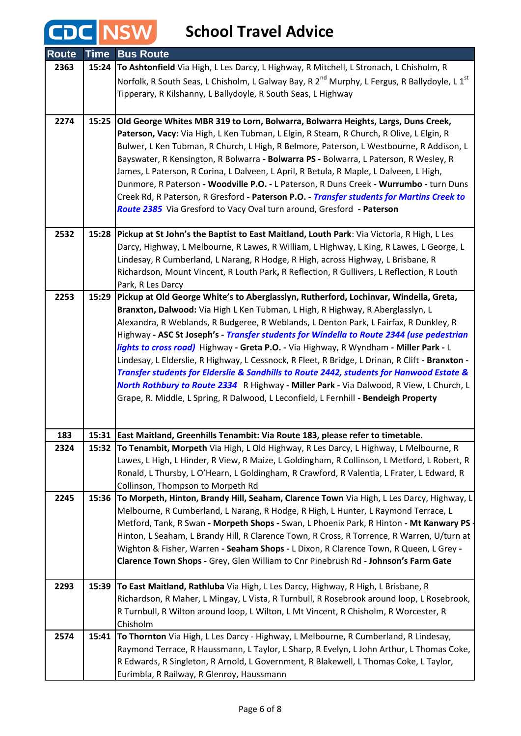# CDC NSW School Travel Advice

| Route | Time | Bus Route |
|---|---|---|
| 2363 | 15:24 | **To Ashtonfield** Via High, L Les Darcy, L Highway, R Mitchell, L Stronach, L Chisholm, R Norfolk, R South Seas, L Chisholm, L Galway Bay, R 2nd Murphy, L Fergus, R Ballydoyle, L 1st Tipperary, R Kilshanny, L Ballydoyle, R South Seas, L Highway |
| 2274 | 15:25 | **Old George Whites MBR 319 to Lorn, Bolwarra, Bolwarra Heights, Largs, Duns Creek, Paterson, Vacy:** Via High, L Ken Tubman, L Elgin, R Steam, R Church, R Olive, L Elgin, R Bulwer, L Ken Tubman, R Church, L High, R Belmore, Paterson, L Westbourne, R Addison, L Bayswater, R Kensington, R Bolwarra **- Bolwarra PS -** Bolwarra, L Paterson, R Wesley, R James, L Paterson, R Corina, L Dalveen, L April, R Betula, R Maple, L Dalveen, L High, Dunmore, R Paterson **- Woodville P.O. -** L Paterson, R Duns Creek **- Wurrumbo -** turn Duns Creek Rd, R Paterson, R Gresford **- Paterson P.O. -** ***Transfer students for Martins Creek to Route 2385*** Via Gresford to Vacy Oval turn around, Gresford **- Paterson** |
| 2532 | 15:28 | **Pickup at St John's the Baptist to East Maitland, Louth Park**: Via Victoria, R High, L Les Darcy, Highway, L Melbourne, R Lawes, R William, L Highway, L King, R Lawes, L George, L Lindesay, R Cumberland, L Narang, R Hodge, R High, across Highway, L Brisbane, R Richardson, Mount Vincent, R Louth Park**,** R Reflection, R Gullivers, L Reflection, R Louth Park, R Les Darcy |
| 2253 | 15:29 | **Pickup at Old George White's to Aberglasslyn, Rutherford, Lochinvar, Windella, Greta, Branxton, Dalwood:** Via High L Ken Tubman, L High, R Highway, R Aberglasslyn, L Alexandra, R Weblands, R Budgeree, R Weblands, L Denton Park, L Fairfax, R Dunkley, R Highway **- ASC St Joseph's -** ***Transfer students for Windella to Route 2344 (use pedestrian lights to cross road)*** Highway **- Greta P.O. -** Via Highway, R Wyndham **- Miller Park -** L Lindesay, L Elderslie, R Highway, L Cessnock, R Fleet, R Bridge, L Drinan, R Clift **- Branxton -** ***Transfer students for Elderslie & Sandhills to Route 2442, students for Hanwood Estate & North Rothbury to Route 2334*** R Highway **- Miller Park -** Via Dalwood, R View, L Church, L Grape, R. Middle, L Spring, R Dalwood, L Leconfield, L Fernhill **- Bendeigh Property** |
| 183 | 15:31 | **East Maitland, Greenhills Tenambit: Via Route 183, please refer to timetable.** |
| 2324 | 15:32 | **To Tenambit, Morpeth** Via High, L Old Highway, R Les Darcy, L Highway, L Melbourne, R Lawes, L High, L Hinder, R View, R Maize, L Goldingham, R Collinson, L Metford, L Robert, R Ronald, L Thursby, L O'Hearn, L Goldingham, R Crawford, R Valentia, L Frater, L Edward, R Collinson, Thompson to Morpeth Rd |
| 2245 | 15:36 | **To Morpeth, Hinton, Brandy Hill, Seaham, Clarence Town** Via High, L Les Darcy, Highway, L Melbourne, R Cumberland, L Narang, R Hodge, R High, L Hunter, L Raymond Terrace, L Metford, Tank, R Swan **- Morpeth Shops -** Swan, L Phoenix Park, R Hinton **- Mt Kanwary PS -** Hinton, L Seaham, L Brandy Hill, R Clarence Town, R Cross, R Torrence, R Warren, U/turn at Wighton & Fisher, Warren **- Seaham Shops -** L Dixon, R Clarence Town, R Queen, L Grey **- Clarence Town Shops -** Grey, Glen William to Cnr Pinebrush Rd **- Johnson's Farm Gate** |
| 2293 | 15:39 | **To East Maitland, Rathluba** Via High, L Les Darcy, Highway, R High, L Brisbane, R Richardson, R Maher, L Mingay, L Vista, R Turnbull, R Rosebrook around loop, L Rosebrook, R Turnbull, R Wilton around loop, L Wilton, L Mt Vincent, R Chisholm, R Worcester, R Chisholm |
| 2574 | 15:41 | **To Thornton** Via High, L Les Darcy - Highway, L Melbourne, R Cumberland, R Lindesay, Raymond Terrace, R Haussmann, L Taylor, L Sharp, R Evelyn, L John Arthur, L Thomas Coke, R Edwards, R Singleton, R Arnold, L Government, R Blakewell, L Thomas Coke, L Taylor, Eurimbla, R Railway, R Glenroy, Haussmann |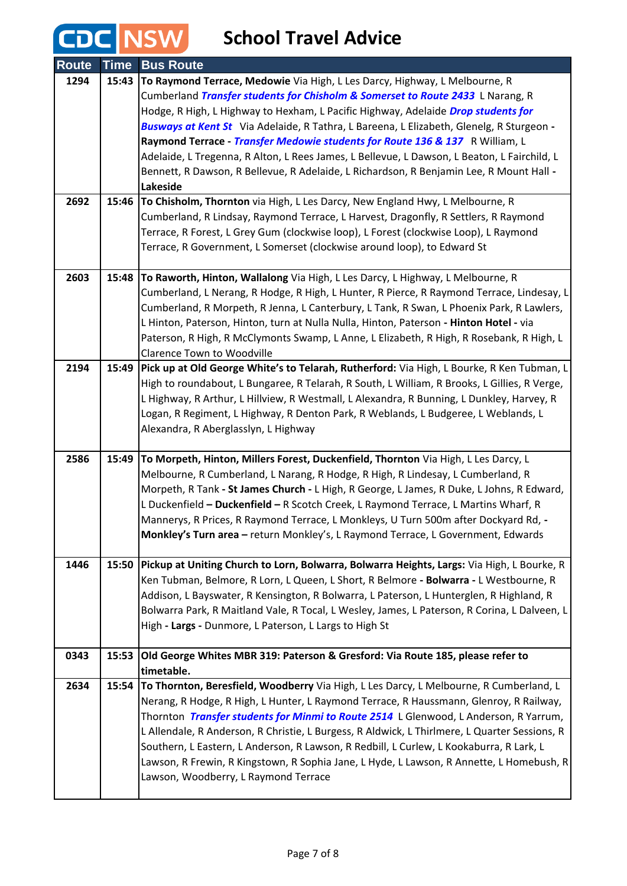# CDC NSW School Travel Advice

| Route | Time | Bus Route |
|---|---|---|
| 1294 | 15:43 | **To Raymond Terrace, Medowie** Via High, L Les Darcy, Highway, L Melbourne, R Cumberland ***Transfer students for Chisholm & Somerset to Route 2433*** L Narang, R Hodge, R High, L Highway to Hexham, L Pacific Highway, Adelaide ***Drop students for Busways at Kent St*** Via Adelaide, R Tathra, L Bareena, L Elizabeth, Glenelg, R Sturgeon - **Raymond Terrace -** ***Transfer Medowie students for Route 136 & 137*** R William, L Adelaide, L Tregenna, R Alton, L Rees James, L Bellevue, L Dawson, L Beaton, L Fairchild, L Bennett, R Dawson, R Bellevue, R Adelaide, L Richardson, R Benjamin Lee, R Mount Hall - **Lakeside** |
| 2692 | 15:46 | **To Chisholm, Thornton** via High, L Les Darcy, New England Hwy, L Melbourne, R Cumberland, R Lindsay, Raymond Terrace, L Harvest, Dragonfly, R Settlers, R Raymond Terrace, R Forest, L Grey Gum (clockwise loop), L Forest (clockwise Loop), L Raymond Terrace, R Government, L Somerset (clockwise around loop), to Edward St |
| 2603 | 15:48 | **To Raworth, Hinton, Wallalong** Via High, L Les Darcy, L Highway, L Melbourne, R Cumberland, L Nerang, R Hodge, R High, L Hunter, R Pierce, R Raymond Terrace, Lindesay, L Cumberland, R Morpeth, R Jenna, L Canterbury, L Tank, R Swan, L Phoenix Park, R Lawlers, L Hinton, Paterson, Hinton, turn at Nulla Nulla, Hinton, Paterson - **Hinton Hotel -** via Paterson, R High, R McClymonts Swamp, L Anne, L Elizabeth, R High, R Rosebank, R High, L Clarence Town to Woodville |
| 2194 | 15:49 | **Pick up at Old George White's to Telarah, Rutherford:** Via High, L Bourke, R Ken Tubman, L High to roundabout, L Bungaree, R Telarah, R South, L William, R Brooks, L Gillies, R Verge, L Highway, R Arthur, L Hillview, R Westmall, L Alexandra, R Bunning, L Dunkley, Harvey, R Logan, R Regiment, L Highway, R Denton Park, R Weblands, L Budgeree, L Weblands, L Alexandra, R Aberglasslyn, L Highway |
| 2586 | 15:49 | **To Morpeth, Hinton, Millers Forest, Duckenfield, Thornton** Via High, L Les Darcy, L Melbourne, R Cumberland, L Narang, R Hodge, R High, R Lindesay, L Cumberland, R Morpeth, R Tank **- St James Church -** L High, R George, L James, R Duke, L Johns, R Edward, L Duckenfield **– Duckenfield –** R Scotch Creek, L Raymond Terrace, L Martins Wharf, R Mannerys, R Prices, R Raymond Terrace, L Monkleys, U Turn 500m after Dockyard Rd, - **Monkley's Turn area –** return Monkley's, L Raymond Terrace, L Government, Edwards |
| 1446 | 15:50 | **Pickup at Uniting Church to Lorn, Bolwarra, Bolwarra Heights, Largs:** Via High, L Bourke, R Ken Tubman, Belmore, R Lorn, L Queen, L Short, R Belmore **- Bolwarra -** L Westbourne, R Addison, L Bayswater, R Kensington, R Bolwarra, L Paterson, L Hunterglen, R Highland, R Bolwarra Park, R Maitland Vale, R Tocal, L Wesley, James, L Paterson, R Corina, L Dalveen, L High **- Largs -** Dunmore, L Paterson, L Largs to High St |
| 0343 | 15:53 | **Old George Whites MBR 319: Paterson & Gresford: Via Route 185, please refer to timetable.** |
| 2634 | 15:54 | **To Thornton, Beresfield, Woodberry** Via High, L Les Darcy, L Melbourne, R Cumberland, L Nerang, R Hodge, R High, L Hunter, L Raymond Terrace, R Haussmann, Glenroy, R Railway, Thornton ***Transfer students for Minmi to Route 2514*** L Glenwood, L Anderson, R Yarrum, L Allendale, R Anderson, R Christie, L Burgess, R Aldwick, L Thirlmere, L Quarter Sessions, R Southern, L Eastern, L Anderson, R Lawson, R Redbill, L Curlew, L Kookaburra, R Lark, L Lawson, R Frewin, R Kingstown, R Sophia Jane, L Hyde, L Lawson, R Annette, L Homebush, R Lawson, Woodberry, L Raymond Terrace |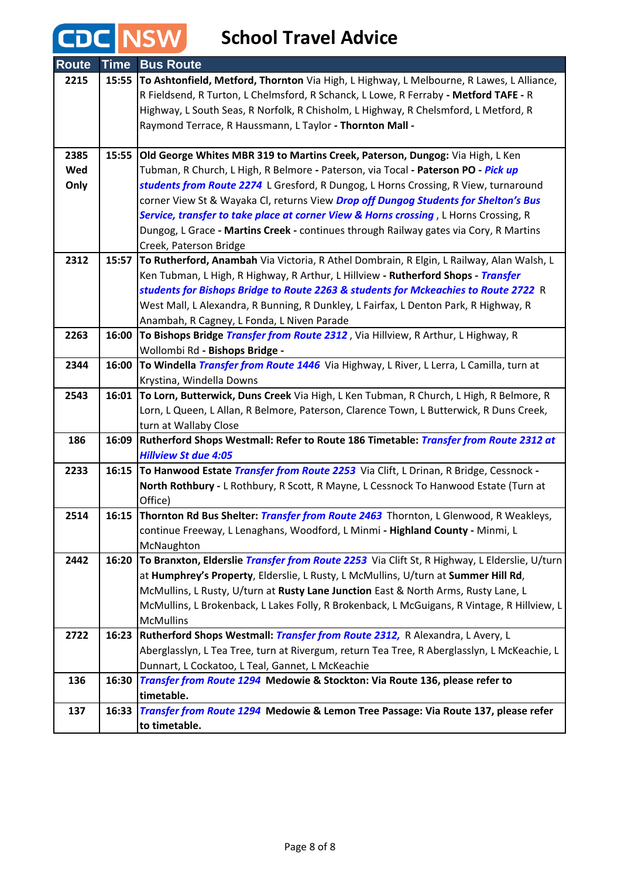# CDC NSW School Travel Advice

| Route | Time | Bus Route |
|---|---|---|
| 2215 | 15:55 | **To Ashtonfield, Metford, Thornton** Via High, L Highway, L Melbourne, R Lawes, L Alliance, R Fieldsend, R Turton, L Chelmsford, R Schanck, L Lowe, R Ferraby **- Metford TAFE -** R Highway, L South Seas, R Norfolk, R Chisholm, L Highway, R Chelmsford, L Metford, R Raymond Terrace, R Haussmann, L Taylor **- Thornton Mall -** |
| 2385 Wed Only | 15:55 | **Old George Whites MBR 319 to Martins Creek, Paterson, Dungog:** Via High, L Ken Tubman, R Church, L High, R Belmore - Paterson, via Tocal **- Paterson PO -** ***Pick up students from Route 2274*** L Gresford, R Dungog, L Horns Crossing, R View, turnaround corner View St & Wayaka Cl, returns View ***Drop off Dungog Students for Shelton's Bus Service, transfer to take place at corner View & Horns crossing*** , L Horns Crossing, R Dungog, L Grace **- Martins Creek -** continues through Railway gates via Cory, R Martins Creek, Paterson Bridge |
| 2312 | 15:57 | **To Rutherford, Anambah** Via Victoria, R Athel Dombrain, R Elgin, L Railway, Alan Walsh, L Ken Tubman, L High, R Highway, R Arthur, L Hillview **- Rutherford Shops -** ***Transfer students for Bishops Bridge to Route 2263 & students for Mckeachies to Route 2722*** R West Mall, L Alexandra, R Bunning, R Dunkley, L Fairfax, L Denton Park, R Highway, R Anambah, R Cagney, L Fonda, L Niven Parade |
| 2263 | 16:00 | **To Bishops Bridge** ***Transfer from Route 2312*** , Via Hillview, R Arthur, L Highway, R Wollombi Rd **- Bishops Bridge -** |
| 2344 | 16:00 | **To Windella** ***Transfer from Route 1446*** Via Highway, L River, L Lerra, L Camilla, turn at Krystina, Windella Downs |
| 2543 | 16:01 | **To Lorn, Butterwick, Duns Creek** Via High, L Ken Tubman, R Church, L High, R Belmore, R Lorn, L Queen, L Allan, R Belmore, Paterson, Clarence Town, L Butterwick, R Duns Creek, turn at Wallaby Close |
| 186 | 16:09 | **Rutherford Shops Westmall: Refer to Route 186 Timetable:** ***Transfer from Route 2312 at Hillview St due 4:05*** |
| 2233 | 16:15 | **To Hanwood Estate** ***Transfer from Route 2253*** Via Clift, L Drinan, R Bridge, Cessnock **- North Rothbury -** L Rothbury, R Scott, R Mayne, L Cessnock To Hanwood Estate (Turn at Office) |
| 2514 | 16:15 | **Thornton Rd Bus Shelter:** ***Transfer from Route 2463*** Thornton, L Glenwood, R Weakleys, continue Freeway, L Lenaghans, Woodford, L Minmi **- Highland County -** Minmi, L McNaughton |
| 2442 | 16:20 | **To Branxton, Elderslie** ***Transfer from Route 2253*** Via Clift St, R Highway, L Elderslie, U/turn at **Humphrey's Property**, Elderslie, L Rusty, L McMullins, U/turn at **Summer Hill Rd**, McMullins, L Rusty, U/turn at **Rusty Lane Junction** East & North Arms, Rusty Lane, L McMullins, L Brokenback, L Lakes Folly, R Brokenback, L McGuigans, R Vintage, R Hillview, L McMullins |
| 2722 | 16:23 | **Rutherford Shops Westmall:** ***Transfer from Route 2312,*** R Alexandra, L Avery, L Aberglasslyn, L Tea Tree, turn at Rivergum, return Tea Tree, R Aberglasslyn, L McKeachie, L Dunnart, L Cockatoo, L Teal, Gannet, L McKeachie |
| 136 | 16:30 | ***Transfer from Route 1294*** **Medowie & Stockton: Via Route 136, please refer to timetable.** |
| 137 | 16:33 | ***Transfer from Route 1294*** **Medowie & Lemon Tree Passage: Via Route 137, please refer to timetable.** |